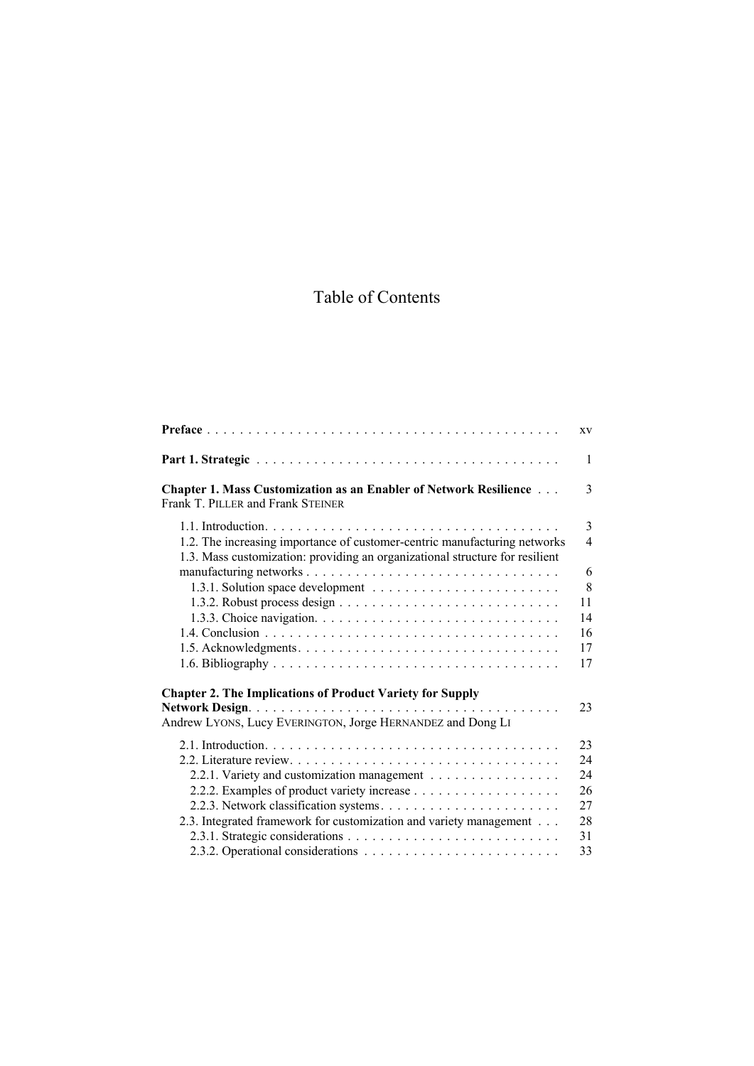# Table of Contents

**Preface** . . . . . . . . . . . . . . . . . . . . . . . . . . . . . . . . . . . . . . . . . . xv

**Part 1. Strategic** . . . . . . . . . . . . . . . . . . . . . . . . . . . . . . . . . . . . 1

**Chapter 1. Mass Customization as an Enabler of Network Resilience** . . . 3
Frank T. PILLER and Frank STEINER

- 1.1. Introduction. . . . . . . . . . . . . . . . . . . . . . . . . . . . . . . . . . . . 3
- 1.2. The increasing importance of customer-centric manufacturing networks 4
- 1.3. Mass customization: providing an organizational structure for resilient manufacturing networks . . . . . . . . . . . . . . . . . . . . . . . . . . . . . . 6
  - 1.3.1. Solution space development . . . . . . . . . . . . . . . . . . . . . . . 8
  - 1.3.2. Robust process design . . . . . . . . . . . . . . . . . . . . . . . . . . 11
  - 1.3.3. Choice navigation. . . . . . . . . . . . . . . . . . . . . . . . . . . . . 14
- 1.4. Conclusion . . . . . . . . . . . . . . . . . . . . . . . . . . . . . . . . . . . 16
- 1.5. Acknowledgments. . . . . . . . . . . . . . . . . . . . . . . . . . . . . . . 17
- 1.6. Bibliography . . . . . . . . . . . . . . . . . . . . . . . . . . . . . . . . . . 17

**Chapter 2. The Implications of Product Variety for Supply Network Design**. . . . . . . . . . . . . . . . . . . . . . . . . . . . . . . . . . . . . . 23
Andrew LYONS, Lucy EVERINGTON, Jorge HERNANDEZ and Dong LI

- 2.1. Introduction. . . . . . . . . . . . . . . . . . . . . . . . . . . . . . . . . . . . 23
- 2.2. Literature review. . . . . . . . . . . . . . . . . . . . . . . . . . . . . . . . . 24
  - 2.2.1. Variety and customization management . . . . . . . . . . . . . . . . 24
  - 2.2.2. Examples of product variety increase . . . . . . . . . . . . . . . . . . 26
  - 2.2.3. Network classification systems. . . . . . . . . . . . . . . . . . . . . . 27
- 2.3. Integrated framework for customization and variety management . . . 28
  - 2.3.1. Strategic considerations . . . . . . . . . . . . . . . . . . . . . . . . . . 31
  - 2.3.2. Operational considerations . . . . . . . . . . . . . . . . . . . . . . . . 33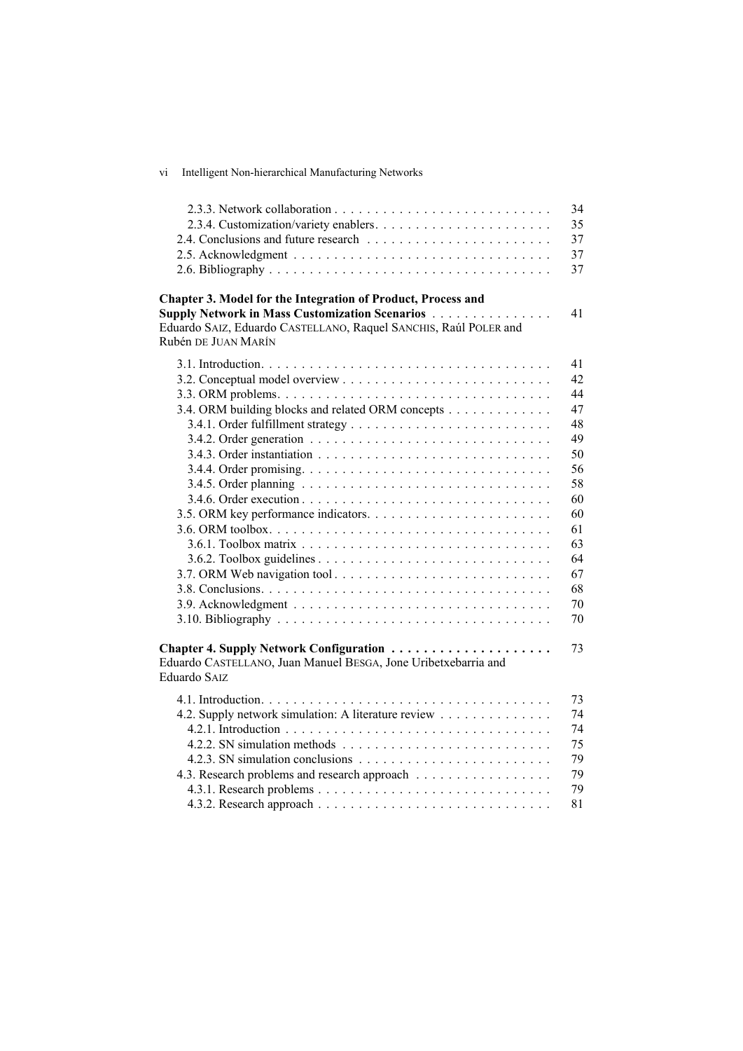2.3.3. Network collaboration . . . . . . . . . . . . . . . . . . . . . . . . . . . 34
2.3.4. Customization/variety enablers. . . . . . . . . . . . . . . . . . . . . . 35
2.4. Conclusions and future research . . . . . . . . . . . . . . . . . . . . . . . 37
2.5. Acknowledgment . . . . . . . . . . . . . . . . . . . . . . . . . . . . . . . . 37
2.6. Bibliography . . . . . . . . . . . . . . . . . . . . . . . . . . . . . . . . . . 37

**Chapter 3. Model for the Integration of Product, Process and Supply Network in Mass Customization Scenarios** . . . . . . . . . . . . . . . 41
Eduardo SAIZ, Eduardo CASTELLANO, Raquel SANCHIS, Raúl POLER and Rubén DE JUAN MARÍN

3.1. Introduction. . . . . . . . . . . . . . . . . . . . . . . . . . . . . . . . . . . 41
3.2. Conceptual model overview . . . . . . . . . . . . . . . . . . . . . . . . . . 42
3.3. ORM problems. . . . . . . . . . . . . . . . . . . . . . . . . . . . . . . . . . 44
3.4. ORM building blocks and related ORM concepts . . . . . . . . . . . . . 47
3.4.1. Order fulfillment strategy . . . . . . . . . . . . . . . . . . . . . . . . . 48
3.4.2. Order generation . . . . . . . . . . . . . . . . . . . . . . . . . . . . . . 49
3.4.3. Order instantiation . . . . . . . . . . . . . . . . . . . . . . . . . . . . . 50
3.4.4. Order promising. . . . . . . . . . . . . . . . . . . . . . . . . . . . . . . 56
3.4.5. Order planning . . . . . . . . . . . . . . . . . . . . . . . . . . . . . . . 58
3.4.6. Order execution . . . . . . . . . . . . . . . . . . . . . . . . . . . . . . . 60
3.5. ORM key performance indicators. . . . . . . . . . . . . . . . . . . . . . . 60
3.6. ORM toolbox. . . . . . . . . . . . . . . . . . . . . . . . . . . . . . . . . . . 61
3.6.1. Toolbox matrix . . . . . . . . . . . . . . . . . . . . . . . . . . . . . . . 63
3.6.2. Toolbox guidelines . . . . . . . . . . . . . . . . . . . . . . . . . . . . . 64
3.7. ORM Web navigation tool . . . . . . . . . . . . . . . . . . . . . . . . . . . 67
3.8. Conclusions. . . . . . . . . . . . . . . . . . . . . . . . . . . . . . . . . . . . 68
3.9. Acknowledgment . . . . . . . . . . . . . . . . . . . . . . . . . . . . . . . . 70
3.10. Bibliography . . . . . . . . . . . . . . . . . . . . . . . . . . . . . . . . . . 70

**Chapter 4. Supply Network Configuration** . . . . . . . . . . . . . . . . . . . . 73
Eduardo CASTELLANO, Juan Manuel BESGA, Jone Uribetxebarria and Eduardo SAIZ

4.1. Introduction. . . . . . . . . . . . . . . . . . . . . . . . . . . . . . . . . . . 73
4.2. Supply network simulation: A literature review . . . . . . . . . . . . . 74
4.2.1. Introduction . . . . . . . . . . . . . . . . . . . . . . . . . . . . . . . . . 74
4.2.2. SN simulation methods . . . . . . . . . . . . . . . . . . . . . . . . . . 75
4.2.3. SN simulation conclusions . . . . . . . . . . . . . . . . . . . . . . . . 79
4.3. Research problems and research approach . . . . . . . . . . . . . . . . 79
4.3.1. Research problems . . . . . . . . . . . . . . . . . . . . . . . . . . . . . 79
4.3.2. Research approach . . . . . . . . . . . . . . . . . . . . . . . . . . . . . 81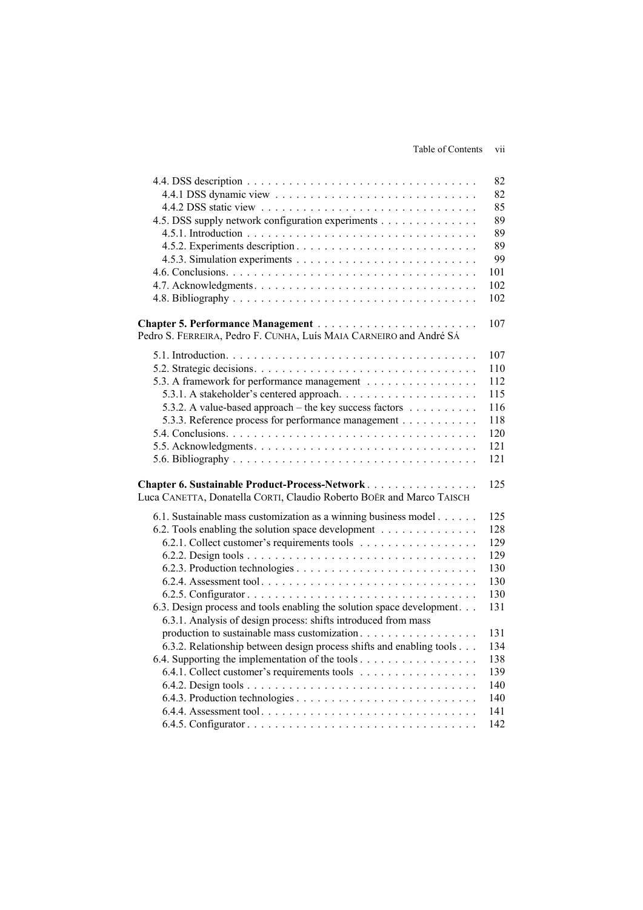4.4. DSS description . . . . . . . . . . . . . . . . . . . . . . . . . . . . . . . . . 82
4.4.1 DSS dynamic view . . . . . . . . . . . . . . . . . . . . . . . . . . . . . 82
4.4.2 DSS static view . . . . . . . . . . . . . . . . . . . . . . . . . . . . . . . 85
4.5. DSS supply network configuration experiments . . . . . . . . . . . . . 89
4.5.1. Introduction . . . . . . . . . . . . . . . . . . . . . . . . . . . . . . . . . 89
4.5.2. Experiments description . . . . . . . . . . . . . . . . . . . . . . . . . 89
4.5.3. Simulation experiments . . . . . . . . . . . . . . . . . . . . . . . . . 99
4.6. Conclusions. . . . . . . . . . . . . . . . . . . . . . . . . . . . . . . . . . 101
4.7. Acknowledgments. . . . . . . . . . . . . . . . . . . . . . . . . . . . . . . 102
4.8. Bibliography . . . . . . . . . . . . . . . . . . . . . . . . . . . . . . . . . 102

**Chapter 5. Performance Management** . . . . . . . . . . . . . . . . . . . . . . . 107
Pedro S. FERREIRA, Pedro F. CUNHA, Luís MAIA CARNEIRO and André SÁ

5.1. Introduction. . . . . . . . . . . . . . . . . . . . . . . . . . . . . . . . . . 107
5.2. Strategic decisions. . . . . . . . . . . . . . . . . . . . . . . . . . . . . . . 110
5.3. A framework for performance management . . . . . . . . . . . . . . . 112
5.3.1. A stakeholder's centered approach. . . . . . . . . . . . . . . . . . . 115
5.3.2. A value-based approach – the key success factors . . . . . . . . . 116
5.3.3. Reference process for performance management . . . . . . . . . . 118
5.4. Conclusions. . . . . . . . . . . . . . . . . . . . . . . . . . . . . . . . . . 120
5.5. Acknowledgments. . . . . . . . . . . . . . . . . . . . . . . . . . . . . . . 121
5.6. Bibliography . . . . . . . . . . . . . . . . . . . . . . . . . . . . . . . . . 121

**Chapter 6. Sustainable Product-Process-Network** . . . . . . . . . . . . . . . . 125
Luca CANETTA, Donatella CORTI, Claudio Roberto BOËR and Marco TAISCH

6.1. Sustainable mass customization as a winning business model . . . . . . 125
6.2. Tools enabling the solution space development . . . . . . . . . . . . . 128
6.2.1. Collect customer's requirements tools . . . . . . . . . . . . . . . . 129
6.2.2. Design tools . . . . . . . . . . . . . . . . . . . . . . . . . . . . . . . . 129
6.2.3. Production technologies . . . . . . . . . . . . . . . . . . . . . . . . . 130
6.2.4. Assessment tool . . . . . . . . . . . . . . . . . . . . . . . . . . . . . . 130
6.2.5. Configurator . . . . . . . . . . . . . . . . . . . . . . . . . . . . . . . . 130
6.3. Design process and tools enabling the solution space development. . . 131
6.3.1. Analysis of design process: shifts introduced from mass production to sustainable mass customization . . . . . . . . . . . . . . . . 131
6.3.2. Relationship between design process shifts and enabling tools . . . 134
6.4. Supporting the implementation of the tools . . . . . . . . . . . . . . . . 138
6.4.1. Collect customer's requirements tools . . . . . . . . . . . . . . . . 139
6.4.2. Design tools . . . . . . . . . . . . . . . . . . . . . . . . . . . . . . . . 140
6.4.3. Production technologies . . . . . . . . . . . . . . . . . . . . . . . . . 140
6.4.4. Assessment tool . . . . . . . . . . . . . . . . . . . . . . . . . . . . . . 141
6.4.5. Configurator . . . . . . . . . . . . . . . . . . . . . . . . . . . . . . . . 142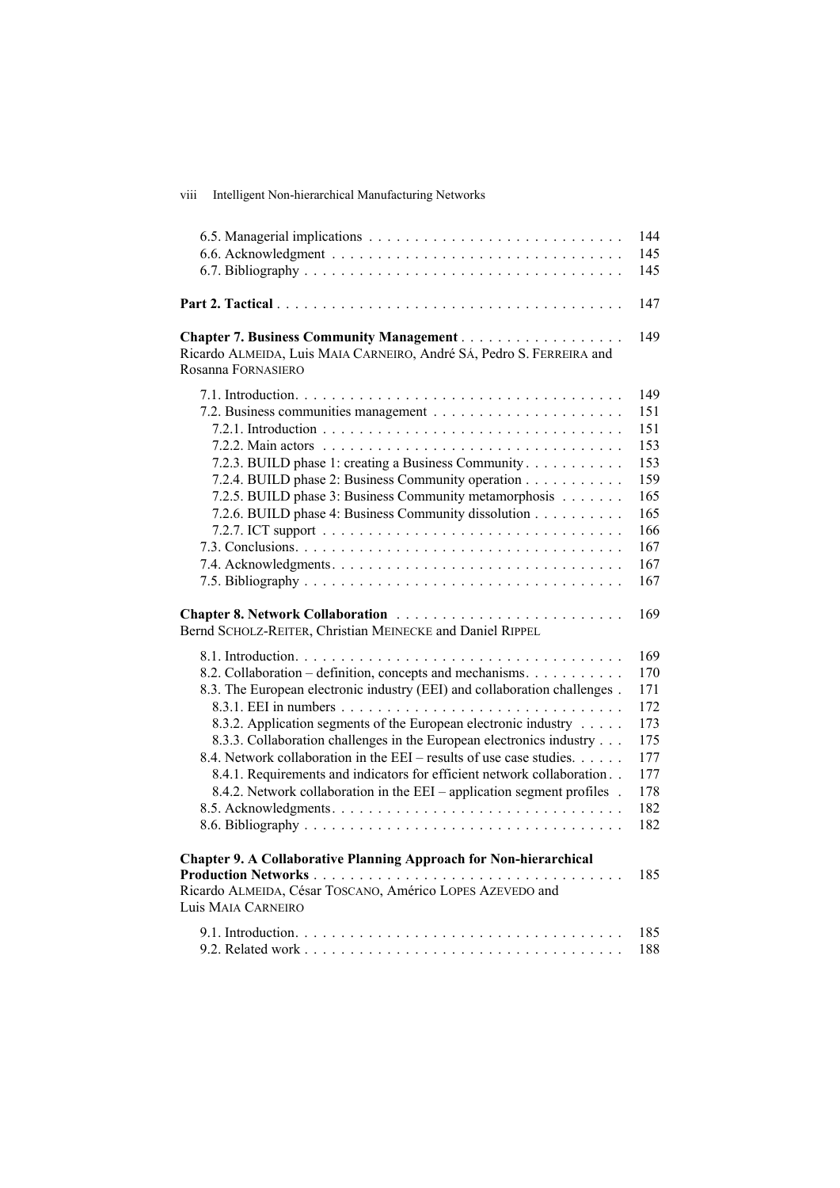6.5. Managerial implications . . . . . . . . . . . . . . . . . . . . . . . . . . . . 144
6.6. Acknowledgment . . . . . . . . . . . . . . . . . . . . . . . . . . . . . . . . 145
6.7. Bibliography . . . . . . . . . . . . . . . . . . . . . . . . . . . . . . . . . . 145

**Part 2. Tactical** . . . . . . . . . . . . . . . . . . . . . . . . . . . . . . . . . . . . . 147

**Chapter 7. Business Community Management** . . . . . . . . . . . . . . . . . . 149
Ricardo ALMEIDA, Luis MAIA CARNEIRO, André SÁ, Pedro S. FERREIRA and Rosanna FORNASIERO

7.1. Introduction. . . . . . . . . . . . . . . . . . . . . . . . . . . . . . . . . . . . 149
7.2. Business communities management . . . . . . . . . . . . . . . . . . . . . 151
7.2.1. Introduction . . . . . . . . . . . . . . . . . . . . . . . . . . . . . . . . 151
7.2.2. Main actors . . . . . . . . . . . . . . . . . . . . . . . . . . . . . . . . 153
7.2.3. BUILD phase 1: creating a Business Community . . . . . . . . . . . 153
7.2.4. BUILD phase 2: Business Community operation . . . . . . . . . . . 159
7.2.5. BUILD phase 3: Business Community metamorphosis . . . . . . . 165
7.2.6. BUILD phase 4: Business Community dissolution . . . . . . . . . . 165
7.2.7. ICT support . . . . . . . . . . . . . . . . . . . . . . . . . . . . . . . . 166
7.3. Conclusions. . . . . . . . . . . . . . . . . . . . . . . . . . . . . . . . . . . 167
7.4. Acknowledgments. . . . . . . . . . . . . . . . . . . . . . . . . . . . . . . . 167
7.5. Bibliography . . . . . . . . . . . . . . . . . . . . . . . . . . . . . . . . . . 167

**Chapter 8. Network Collaboration** . . . . . . . . . . . . . . . . . . . . . . . . 169
Bernd SCHOLZ-REITER, Christian MEINECKE and Daniel RIPPEL

8.1. Introduction. . . . . . . . . . . . . . . . . . . . . . . . . . . . . . . . . . . 169
8.2. Collaboration – definition, concepts and mechanisms. . . . . . . . . . . 170
8.3. The European electronic industry (EEI) and collaboration challenges . 171
8.3.1. EEI in numbers . . . . . . . . . . . . . . . . . . . . . . . . . . . . . . 172
8.3.2. Application segments of the European electronic industry . . . . . 173
8.3.3. Collaboration challenges in the European electronics industry . . . 175
8.4. Network collaboration in the EEI – results of use case studies. . . . . . 177
8.4.1. Requirements and indicators for efficient network collaboration. . 177
8.4.2. Network collaboration in the EEI – application segment profiles . 178
8.5. Acknowledgments. . . . . . . . . . . . . . . . . . . . . . . . . . . . . . . . 182
8.6. Bibliography . . . . . . . . . . . . . . . . . . . . . . . . . . . . . . . . . . 182

**Chapter 9. A Collaborative Planning Approach for Non-hierarchical Production Networks** . . . . . . . . . . . . . . . . . . . . . . . . . . . . . . . . 185
Ricardo ALMEIDA, César TOSCANO, Américo LOPES AZEVEDO and Luis MAIA CARNEIRO

9.1. Introduction. . . . . . . . . . . . . . . . . . . . . . . . . . . . . . . . . . . 185
9.2. Related work . . . . . . . . . . . . . . . . . . . . . . . . . . . . . . . . . . 188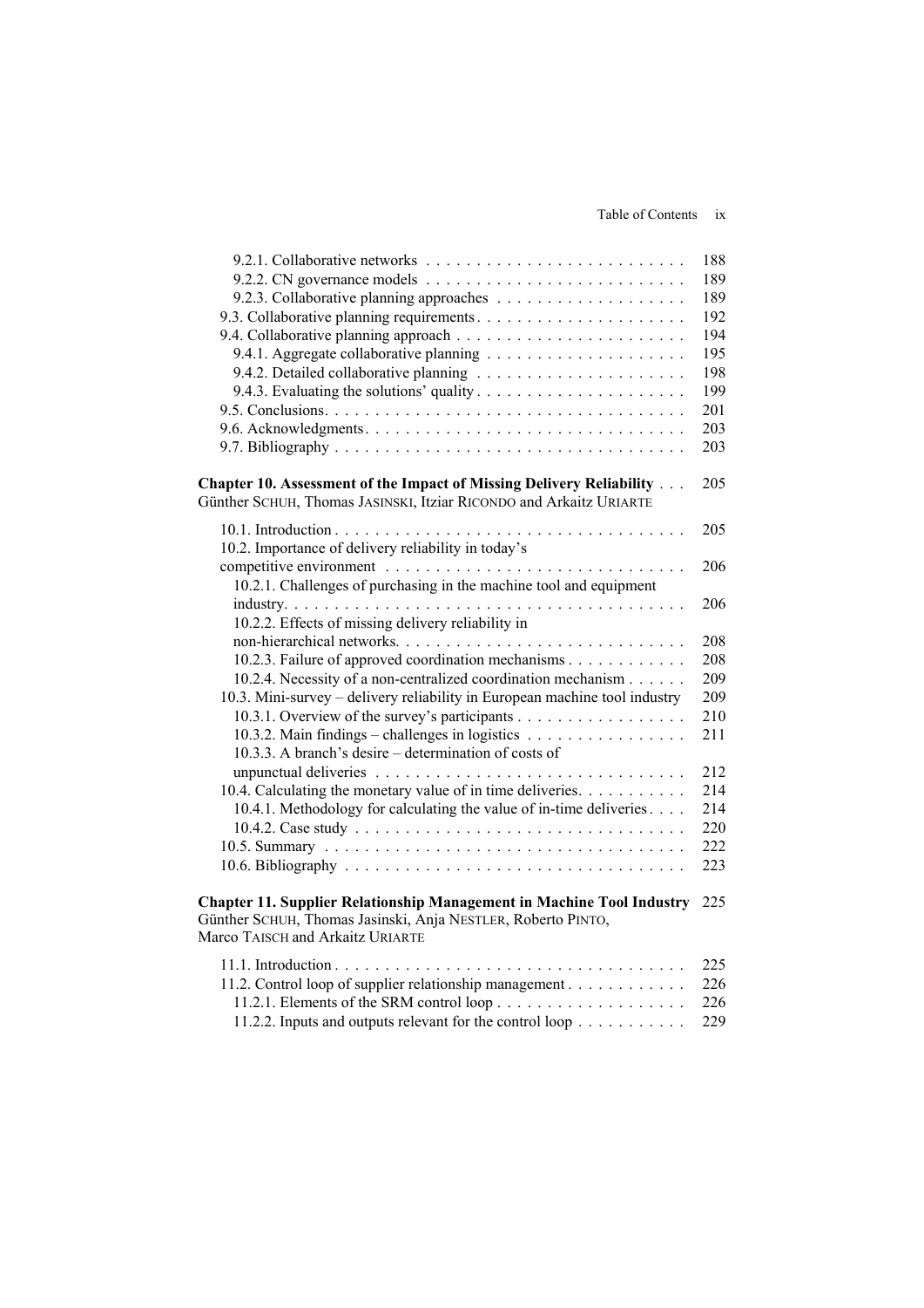9.2.1. Collaborative networks . . . . . . . . . . . . . . . . . . . . . . . . . . 188
9.2.2. CN governance models . . . . . . . . . . . . . . . . . . . . . . . . . . 189
9.2.3. Collaborative planning approaches . . . . . . . . . . . . . . . . . . . 189
9.3. Collaborative planning requirements . . . . . . . . . . . . . . . . . . . . . 192
9.4. Collaborative planning approach . . . . . . . . . . . . . . . . . . . . . . . 194
9.4.1. Aggregate collaborative planning . . . . . . . . . . . . . . . . . . . . 195
9.4.2. Detailed collaborative planning . . . . . . . . . . . . . . . . . . . . . 198
9.4.3. Evaluating the solutions' quality . . . . . . . . . . . . . . . . . . . . . 199
9.5. Conclusions . . . . . . . . . . . . . . . . . . . . . . . . . . . . . . . . . . . . 201
9.6. Acknowledgments . . . . . . . . . . . . . . . . . . . . . . . . . . . . . . . . 203
9.7. Bibliography . . . . . . . . . . . . . . . . . . . . . . . . . . . . . . . . . . . 203

**Chapter 10. Assessment of the Impact of Missing Delivery Reliability . . . 205**
Günther SCHUH, Thomas JASINSKI, Itziar RICONDO and Arkaitz URIARTE

10.1. Introduction . . . . . . . . . . . . . . . . . . . . . . . . . . . . . . . . . . . 205
10.2. Importance of delivery reliability in today's competitive environment . . . . . . . . . . . . . . . . . . . . . . . . . . . . . . 206
10.2.1. Challenges of purchasing in the machine tool and equipment industry . . . . . . . . . . . . . . . . . . . . . . . . . . . . . . . . . . . . . . 206
10.2.2. Effects of missing delivery reliability in non-hierarchical networks . . . . . . . . . . . . . . . . . . . . . . . . . . . . . 208
10.2.3. Failure of approved coordination mechanisms . . . . . . . . . . . . 208
10.2.4. Necessity of a non-centralized coordination mechanism . . . . . . 209
10.3. Mini-survey – delivery reliability in European machine tool industry 209
10.3.1. Overview of the survey's participants . . . . . . . . . . . . . . . . . 210
10.3.2. Main findings – challenges in logistics . . . . . . . . . . . . . . . . 211
10.3.3. A branch's desire – determination of costs of unpunctual deliveries . . . . . . . . . . . . . . . . . . . . . . . . . . . . . . . . 212
10.4. Calculating the monetary value of in time deliveries . . . . . . . . . . . 214
10.4.1. Methodology for calculating the value of in-time deliveries . . . . 214
10.4.2. Case study . . . . . . . . . . . . . . . . . . . . . . . . . . . . . . . . . . 220
10.5. Summary . . . . . . . . . . . . . . . . . . . . . . . . . . . . . . . . . . . . . 222
10.6. Bibliography . . . . . . . . . . . . . . . . . . . . . . . . . . . . . . . . . . 223

**Chapter 11. Supplier Relationship Management in Machine Tool Industry 225**
Günther SCHUH, Thomas Jasinski, Anja NESTLER, Roberto PINTO, Marco TAISCH and Arkaitz URIARTE

11.1. Introduction . . . . . . . . . . . . . . . . . . . . . . . . . . . . . . . . . . . 225
11.2. Control loop of supplier relationship management . . . . . . . . . . . . 226
11.2.1. Elements of the SRM control loop . . . . . . . . . . . . . . . . . . . 226
11.2.2. Inputs and outputs relevant for the control loop . . . . . . . . . . . 229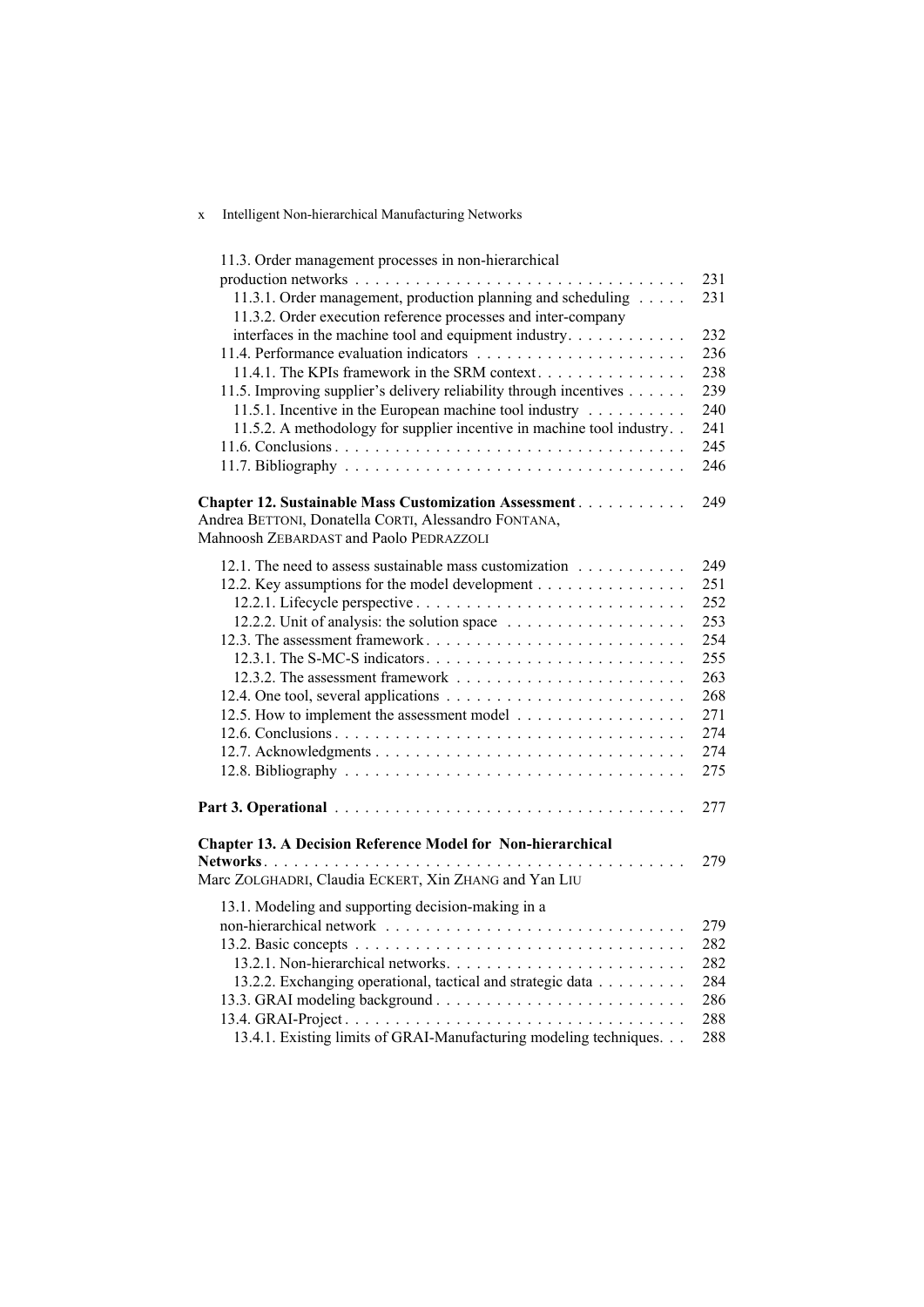11.3. Order management processes in non-hierarchical production networks . . . . . . . . . . . . . . . . . . . . . . . . . . . . . . . . . 231
11.3.1. Order management, production planning and scheduling . . . . . 231
11.3.2. Order execution reference processes and inter-company interfaces in the machine tool and equipment industry. . . . . . . . . . . . 232
11.4. Performance evaluation indicators . . . . . . . . . . . . . . . . . . . . . 236
11.4.1. The KPIs framework in the SRM context. . . . . . . . . . . . . . . 238
11.5. Improving supplier's delivery reliability through incentives . . . . . . 239
11.5.1. Incentive in the European machine tool industry . . . . . . . . . . 240
11.5.2. A methodology for supplier incentive in machine tool industry. . 241
11.6. Conclusions . . . . . . . . . . . . . . . . . . . . . . . . . . . . . . . . . . . . 245
11.7. Bibliography . . . . . . . . . . . . . . . . . . . . . . . . . . . . . . . . . . . 246

**Chapter 12. Sustainable Mass Customization Assessment** . . . . . . . . . . 249
Andrea BETTONI, Donatella CORTI, Alessandro FONTANA, Mahnoosh ZEBARDAST and Paolo PEDRAZZOLI

12.1. The need to assess sustainable mass customization . . . . . . . . . . . 249
12.2. Key assumptions for the model development . . . . . . . . . . . . . . . 251
12.2.1. Lifecycle perspective . . . . . . . . . . . . . . . . . . . . . . . . . . . 252
12.2.2. Unit of analysis: the solution space . . . . . . . . . . . . . . . . . . 253
12.3. The assessment framework . . . . . . . . . . . . . . . . . . . . . . . . . . 254
12.3.1. The S-MC-S indicators. . . . . . . . . . . . . . . . . . . . . . . . . . . 255
12.3.2. The assessment framework . . . . . . . . . . . . . . . . . . . . . . . 263
12.4. One tool, several applications . . . . . . . . . . . . . . . . . . . . . . . . 268
12.5. How to implement the assessment model . . . . . . . . . . . . . . . . . 271
12.6. Conclusions . . . . . . . . . . . . . . . . . . . . . . . . . . . . . . . . . . . . 274
12.7. Acknowledgments . . . . . . . . . . . . . . . . . . . . . . . . . . . . . . . . 274
12.8. Bibliography . . . . . . . . . . . . . . . . . . . . . . . . . . . . . . . . . . . 275

**Part 3. Operational** . . . . . . . . . . . . . . . . . . . . . . . . . . . . . . . . . . . 277

**Chapter 13. A Decision Reference Model for Non-hierarchical Networks** . . . . . . . . . . . . . . . . . . . . . . . . . . . . . . . . . . . . . . . . . . . 279
Marc ZOLGHADRI, Claudia ECKERT, Xin ZHANG and Yan LIU

13.1. Modeling and supporting decision-making in a non-hierarchical network . . . . . . . . . . . . . . . . . . . . . . . . . . . . . . 279
13.2. Basic concepts . . . . . . . . . . . . . . . . . . . . . . . . . . . . . . . . . . 282
13.2.1. Non-hierarchical networks. . . . . . . . . . . . . . . . . . . . . . . . . 282
13.2.2. Exchanging operational, tactical and strategic data . . . . . . . . . 284
13.3. GRAI modeling background . . . . . . . . . . . . . . . . . . . . . . . . . . 286
13.4. GRAI-Project . . . . . . . . . . . . . . . . . . . . . . . . . . . . . . . . . . . 288
13.4.1. Existing limits of GRAI-Manufacturing modeling techniques. . . 288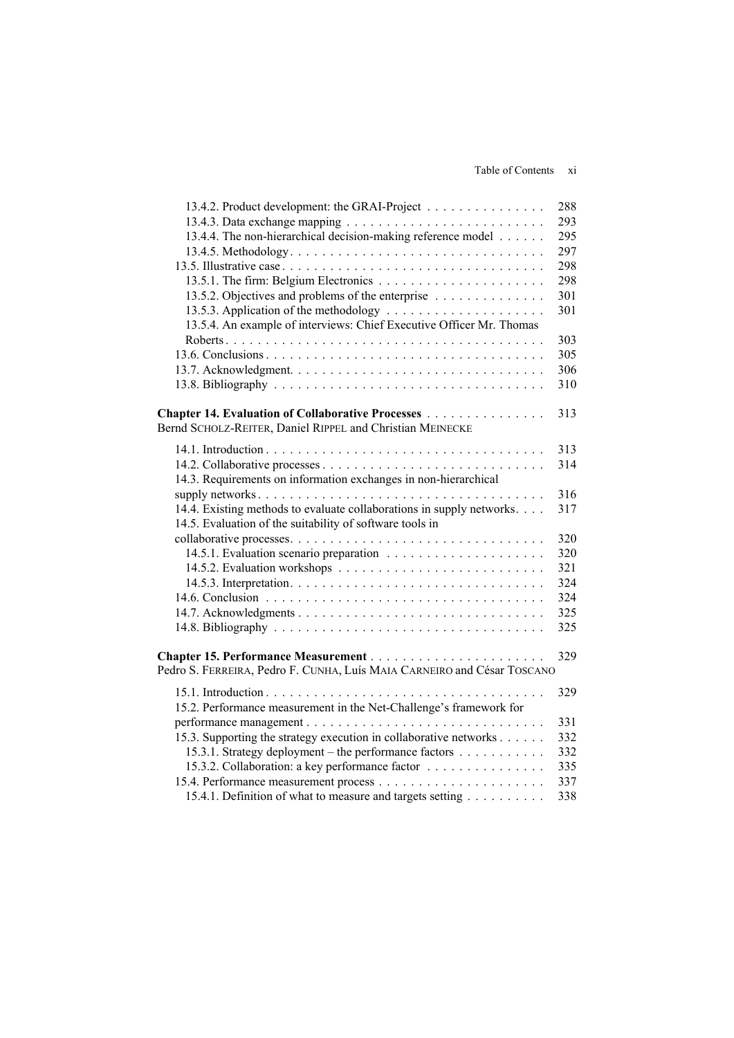13.4.2. Product development: the GRAI-Project . . . . . . . . . . . . . . . 288
13.4.3. Data exchange mapping . . . . . . . . . . . . . . . . . . . . . . . . . 293
13.4.4. The non-hierarchical decision-making reference model . . . . . . 295
13.4.5. Methodology . . . . . . . . . . . . . . . . . . . . . . . . . . . . . . . 297
13.5. Illustrative case . . . . . . . . . . . . . . . . . . . . . . . . . . . . . . . . 298
13.5.1. The firm: Belgium Electronics . . . . . . . . . . . . . . . . . . . . . 298
13.5.2. Objectives and problems of the enterprise . . . . . . . . . . . . . . 301
13.5.3. Application of the methodology . . . . . . . . . . . . . . . . . . . . 301
13.5.4. An example of interviews: Chief Executive Officer Mr. Thomas Roberts . . . . . . . . . . . . . . . . . . . . . . . . . . . . . . . . . . . . . . . 303
13.6. Conclusions . . . . . . . . . . . . . . . . . . . . . . . . . . . . . . . . . . 305
13.7. Acknowledgment. . . . . . . . . . . . . . . . . . . . . . . . . . . . . . . 306
13.8. Bibliography . . . . . . . . . . . . . . . . . . . . . . . . . . . . . . . . . 310

**Chapter 14. Evaluation of Collaborative Processes** . . . . . . . . . . . . . . . 313
Bernd SCHOLZ-REITER, Daniel RIPPEL and Christian MEINECKE

14.1. Introduction . . . . . . . . . . . . . . . . . . . . . . . . . . . . . . . . . . 313
14.2. Collaborative processes . . . . . . . . . . . . . . . . . . . . . . . . . . . 314
14.3. Requirements on information exchanges in non-hierarchical supply networks . . . . . . . . . . . . . . . . . . . . . . . . . . . . . . . . . . . 316
14.4. Existing methods to evaluate collaborations in supply networks. . . . 317
14.5. Evaluation of the suitability of software tools in collaborative processes. . . . . . . . . . . . . . . . . . . . . . . . . . . . . . . 320
14.5.1. Evaluation scenario preparation . . . . . . . . . . . . . . . . . . . . 320
14.5.2. Evaluation workshops . . . . . . . . . . . . . . . . . . . . . . . . . . 321
14.5.3. Interpretation. . . . . . . . . . . . . . . . . . . . . . . . . . . . . . . . 324
14.6. Conclusion . . . . . . . . . . . . . . . . . . . . . . . . . . . . . . . . . . . 324
14.7. Acknowledgments . . . . . . . . . . . . . . . . . . . . . . . . . . . . . . 325
14.8. Bibliography . . . . . . . . . . . . . . . . . . . . . . . . . . . . . . . . . 325

**Chapter 15. Performance Measurement** . . . . . . . . . . . . . . . . . . . . . . 329
Pedro S. FERREIRA, Pedro F. CUNHA, Luís MAIA CARNEIRO and César TOSCANO

15.1. Introduction . . . . . . . . . . . . . . . . . . . . . . . . . . . . . . . . . . 329
15.2. Performance measurement in the Net-Challenge's framework for performance management . . . . . . . . . . . . . . . . . . . . . . . . . . . . . . 331
15.3. Supporting the strategy execution in collaborative networks . . . . . . 332
15.3.1. Strategy deployment – the performance factors . . . . . . . . . . . 332
15.3.2. Collaboration: a key performance factor . . . . . . . . . . . . . . . 335
15.4. Performance measurement process . . . . . . . . . . . . . . . . . . . . . 337
15.4.1. Definition of what to measure and targets setting . . . . . . . . . . 338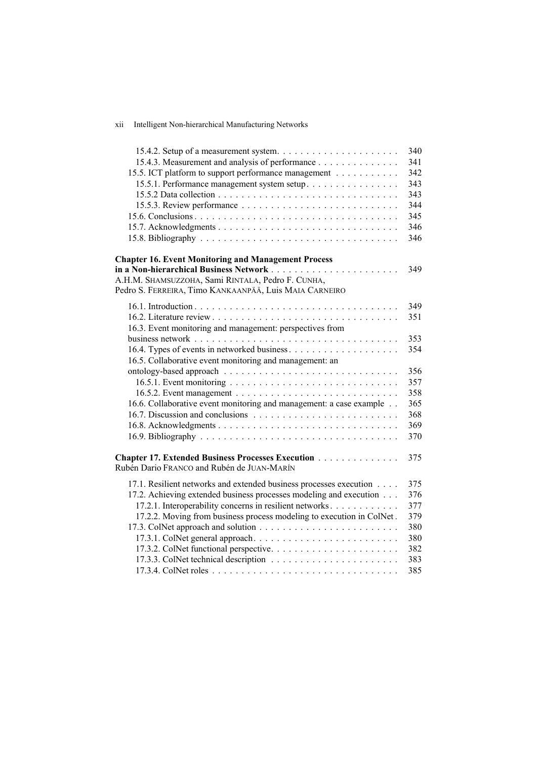15.4.2. Setup of a measurement system. . . . . . . . . . . . . . . . . . . . . 340
15.4.3. Measurement and analysis of performance . . . . . . . . . . . . . . 341
15.5. ICT platform to support performance management . . . . . . . . . . . 342
15.5.1. Performance management system setup. . . . . . . . . . . . . . . . 343
15.5.2 Data collection . . . . . . . . . . . . . . . . . . . . . . . . . . . . . . . . 343
15.5.3. Review performance . . . . . . . . . . . . . . . . . . . . . . . . . . . 344
15.6. Conclusions . . . . . . . . . . . . . . . . . . . . . . . . . . . . . . . . . . . 345
15.7. Acknowledgments . . . . . . . . . . . . . . . . . . . . . . . . . . . . . . . 346
15.8. Bibliography . . . . . . . . . . . . . . . . . . . . . . . . . . . . . . . . . . 346

**Chapter 16. Event Monitoring and Management Process in a Non-hierarchical Business Network** . . . . . . . . . . . . . . . . . . . . . . 349
A.H.M. SHAMSUZZOHA, Sami RINTALA, Pedro F. CUNHA, Pedro S. FERREIRA, Timo KANKAANPÄÄ, Luis MAIA CARNEIRO

16.1. Introduction . . . . . . . . . . . . . . . . . . . . . . . . . . . . . . . . . . . 349
16.2. Literature review . . . . . . . . . . . . . . . . . . . . . . . . . . . . . . . . 351
16.3. Event monitoring and management: perspectives from business network . . . . . . . . . . . . . . . . . . . . . . . . . . . . . . . . . . . 353
16.4. Types of events in networked business . . . . . . . . . . . . . . . . . . . 354
16.5. Collaborative event monitoring and management: an ontology-based approach . . . . . . . . . . . . . . . . . . . . . . . . . . . . . . 356
16.5.1. Event monitoring . . . . . . . . . . . . . . . . . . . . . . . . . . . . . 357
16.5.2. Event management . . . . . . . . . . . . . . . . . . . . . . . . . . . . 358
16.6. Collaborative event monitoring and management: a case example . . 365
16.7. Discussion and conclusions . . . . . . . . . . . . . . . . . . . . . . . . . 368
16.8. Acknowledgments . . . . . . . . . . . . . . . . . . . . . . . . . . . . . . . 369
16.9. Bibliography . . . . . . . . . . . . . . . . . . . . . . . . . . . . . . . . . . 370

**Chapter 17. Extended Business Processes Execution** . . . . . . . . . . . . . . 375
Rubén Dario FRANCO and Rubén de JUAN-MARÍN

17.1. Resilient networks and extended business processes execution . . . . 375
17.2. Achieving extended business processes modeling and execution . . . 376
17.2.1. Interoperability concerns in resilient networks . . . . . . . . . . . . 377
17.2.2. Moving from business process modeling to execution in ColNet . 379
17.3. ColNet approach and solution . . . . . . . . . . . . . . . . . . . . . . . . 380
17.3.1. ColNet general approach . . . . . . . . . . . . . . . . . . . . . . . . . 380
17.3.2. ColNet functional perspective. . . . . . . . . . . . . . . . . . . . . . 382
17.3.3. ColNet technical description . . . . . . . . . . . . . . . . . . . . . . 383
17.3.4. ColNet roles . . . . . . . . . . . . . . . . . . . . . . . . . . . . . . . . . 385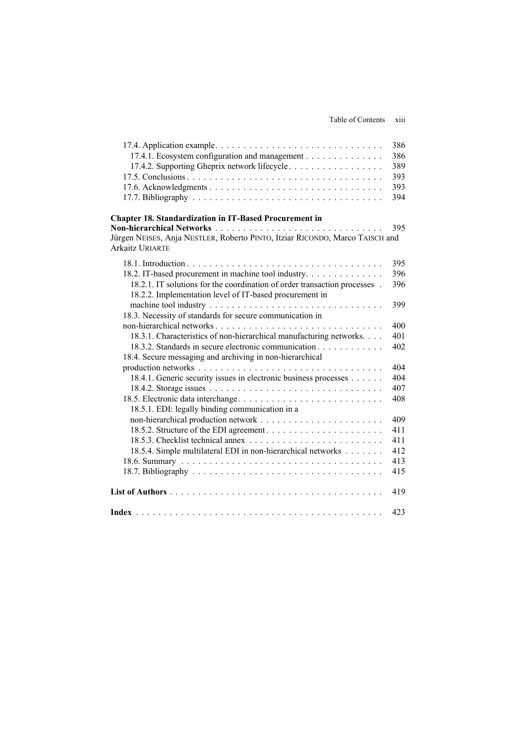17.4. Application example. . . . . . . . . . . . . . . . . . . . . . . . . . . . . . 386
  17.4.1. Ecosystem configuration and management . . . . . . . . . . . . . . 386
  17.4.2. Supporting Gheprix network lifecycle . . . . . . . . . . . . . . . . . 389
17.5. Conclusions . . . . . . . . . . . . . . . . . . . . . . . . . . . . . . . . . . 393
17.6. Acknowledgments . . . . . . . . . . . . . . . . . . . . . . . . . . . . . . . 393
17.7. Bibliography . . . . . . . . . . . . . . . . . . . . . . . . . . . . . . . . . 394

**Chapter 18. Standardization in IT-Based Procurement in Non-hierarchical Networks** . . . . . . . . . . . . . . . . . . . . . . . . . . . . . . 395
Jürgen NEISES, Anja NESTLER, Roberto PINTO, Itziar RICONDO, Marco TAISCH and Arkaitz URIARTE

18.1. Introduction . . . . . . . . . . . . . . . . . . . . . . . . . . . . . . . . . . 395
18.2. IT-based procurement in machine tool industry. . . . . . . . . . . . . . 396
  18.2.1. IT solutions for the coordination of order transaction processes . 396
  18.2.2. Implementation level of IT-based procurement in machine tool industry . . . . . . . . . . . . . . . . . . . . . . . . . . . . . . 399
18.3. Necessity of standards for secure communication in non-hierarchical networks . . . . . . . . . . . . . . . . . . . . . . . . . . . . . . 400
  18.3.1. Characteristics of non-hierarchical manufacturing networks. . . . 401
  18.3.2. Standards in secure electronic communication . . . . . . . . . . . 402
18.4. Secure messaging and archiving in non-hierarchical production networks . . . . . . . . . . . . . . . . . . . . . . . . . . . . . . . . 404
  18.4.1. Generic security issues in electronic business processes . . . . . . 404
  18.4.2. Storage issues . . . . . . . . . . . . . . . . . . . . . . . . . . . . . . 407
18.5. Electronic data interchange. . . . . . . . . . . . . . . . . . . . . . . . . . 408
  18.5.1. EDI: legally binding communication in a non-hierarchical production network . . . . . . . . . . . . . . . . . . . . . . 409
  18.5.2. Structure of the EDI agreement . . . . . . . . . . . . . . . . . . . . . 411
  18.5.3. Checklist technical annex . . . . . . . . . . . . . . . . . . . . . . . . 411
  18.5.4. Simple multilateral EDI in non-hierarchical networks . . . . . . . 412
18.6. Summary . . . . . . . . . . . . . . . . . . . . . . . . . . . . . . . . . . . . 413
18.7. Bibliography . . . . . . . . . . . . . . . . . . . . . . . . . . . . . . . . . 415

**List of Authors** . . . . . . . . . . . . . . . . . . . . . . . . . . . . . . . . . . . . 419

**Index** . . . . . . . . . . . . . . . . . . . . . . . . . . . . . . . . . . . . . . . . . . 423